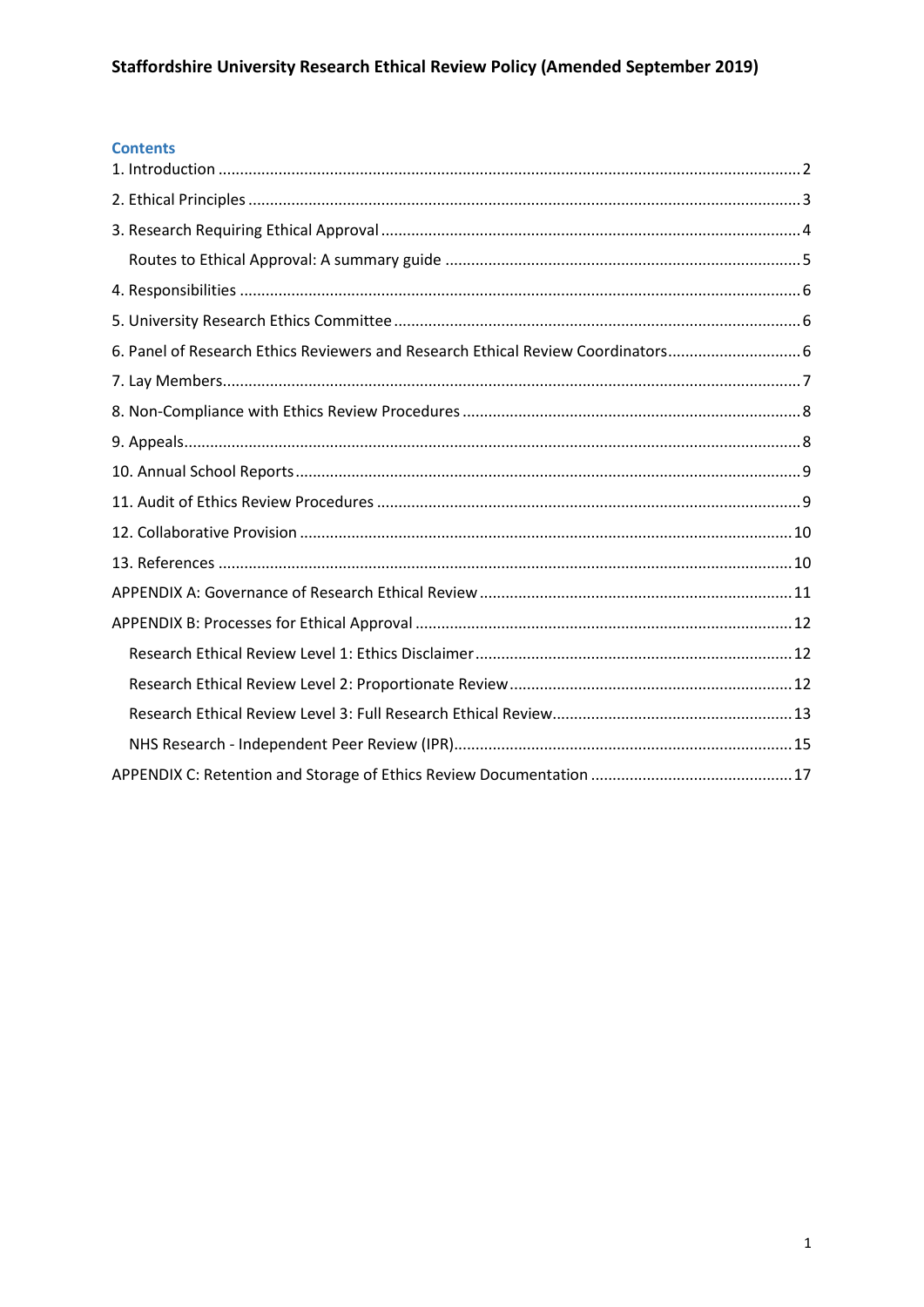# Staffordshire University Research Ethical Review Policy (Amended September 2019)

## Contents

- 1. Introduction ..... 2
- 2. Ethical Principles ..... 3
- 3. Research Requiring Ethical Approval ..... 4
  - Routes to Ethical Approval: A summary guide ..... 5
- 4. Responsibilities ..... 6
- 5. University Research Ethics Committee ..... 6
- 6. Panel of Research Ethics Reviewers and Research Ethical Review Coordinators ..... 6
- 7. Lay Members ..... 7
- 8. Non-Compliance with Ethics Review Procedures ..... 8
- 9. Appeals ..... 8
- 10. Annual School Reports ..... 9
- 11. Audit of Ethics Review Procedures ..... 9
- 12. Collaborative Provision ..... 10
- 13. References ..... 10
- APPENDIX A: Governance of Research Ethical Review ..... 11
- APPENDIX B: Processes for Ethical Approval ..... 12
  - Research Ethical Review Level 1: Ethics Disclaimer ..... 12
  - Research Ethical Review Level 2: Proportionate Review ..... 12
  - Research Ethical Review Level 3: Full Research Ethical Review ..... 13
  - NHS Research - Independent Peer Review (IPR) ..... 15
- APPENDIX C: Retention and Storage of Ethics Review Documentation ..... 17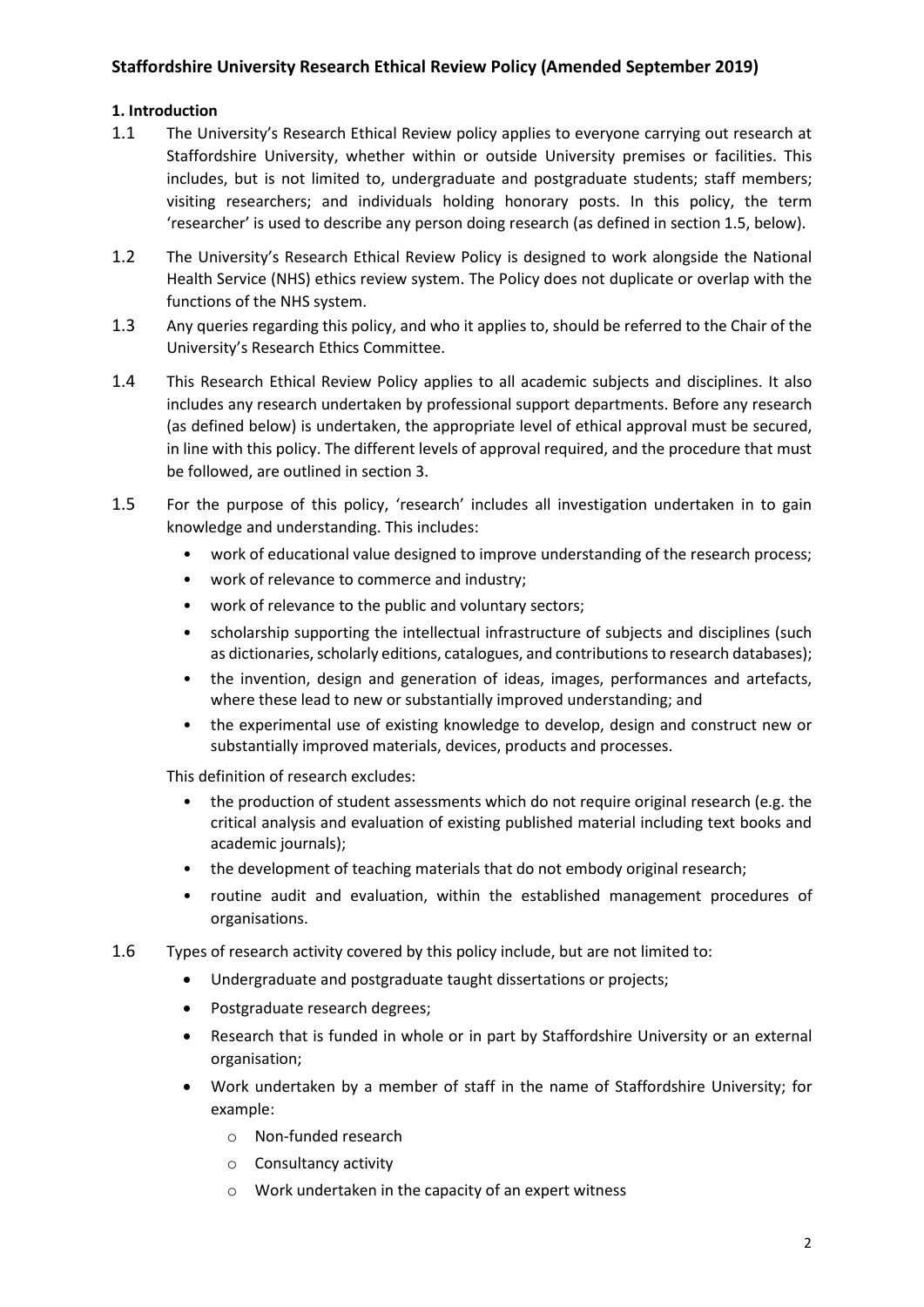## Staffordshire University Research Ethical Review Policy (Amended September 2019)

### 1. Introduction

1.1 The University's Research Ethical Review policy applies to everyone carrying out research at Staffordshire University, whether within or outside University premises or facilities. This includes, but is not limited to, undergraduate and postgraduate students; staff members; visiting researchers; and individuals holding honorary posts. In this policy, the term 'researcher' is used to describe any person doing research (as defined in section 1.5, below).

1.2 The University's Research Ethical Review Policy is designed to work alongside the National Health Service (NHS) ethics review system. The Policy does not duplicate or overlap with the functions of the NHS system.

1.3 Any queries regarding this policy, and who it applies to, should be referred to the Chair of the University's Research Ethics Committee.

1.4 This Research Ethical Review Policy applies to all academic subjects and disciplines. It also includes any research undertaken by professional support departments. Before any research (as defined below) is undertaken, the appropriate level of ethical approval must be secured, in line with this policy. The different levels of approval required, and the procedure that must be followed, are outlined in section 3.

1.5 For the purpose of this policy, 'research' includes all investigation undertaken in to gain knowledge and understanding. This includes:

- work of educational value designed to improve understanding of the research process;
- work of relevance to commerce and industry;
- work of relevance to the public and voluntary sectors;
- scholarship supporting the intellectual infrastructure of subjects and disciplines (such as dictionaries, scholarly editions, catalogues, and contributions to research databases);
- the invention, design and generation of ideas, images, performances and artefacts, where these lead to new or substantially improved understanding; and
- the experimental use of existing knowledge to develop, design and construct new or substantially improved materials, devices, products and processes.

This definition of research excludes:

- the production of student assessments which do not require original research (e.g. the critical analysis and evaluation of existing published material including text books and academic journals);
- the development of teaching materials that do not embody original research;
- routine audit and evaluation, within the established management procedures of organisations.

1.6 Types of research activity covered by this policy include, but are not limited to:

- Undergraduate and postgraduate taught dissertations or projects;
- Postgraduate research degrees;
- Research that is funded in whole or in part by Staffordshire University or an external organisation;
- Work undertaken by a member of staff in the name of Staffordshire University; for example:
  - Non-funded research
  - Consultancy activity
  - Work undertaken in the capacity of an expert witness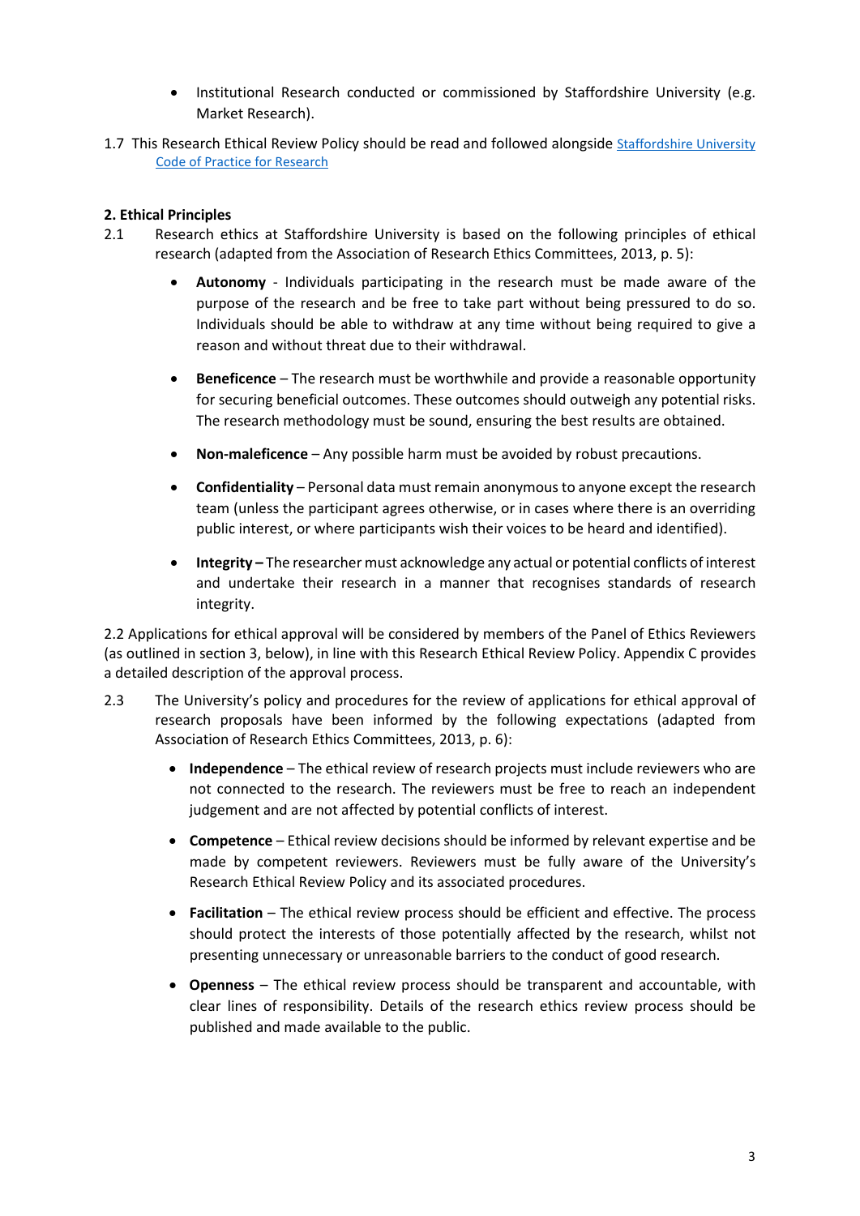- Institutional Research conducted or commissioned by Staffordshire University (e.g. Market Research).

1.7 This Research Ethical Review Policy should be read and followed alongside [Staffordshire University Code of Practice for Research]()

## 2. Ethical Principles

2.1 Research ethics at Staffordshire University is based on the following principles of ethical research (adapted from the Association of Research Ethics Committees, 2013, p. 5):

- **Autonomy** - Individuals participating in the research must be made aware of the purpose of the research and be free to take part without being pressured to do so. Individuals should be able to withdraw at any time without being required to give a reason and without threat due to their withdrawal.

- **Beneficence** – The research must be worthwhile and provide a reasonable opportunity for securing beneficial outcomes. These outcomes should outweigh any potential risks. The research methodology must be sound, ensuring the best results are obtained.

- **Non-maleficence** – Any possible harm must be avoided by robust precautions.

- **Confidentiality** – Personal data must remain anonymous to anyone except the research team (unless the participant agrees otherwise, or in cases where there is an overriding public interest, or where participants wish their voices to be heard and identified).

- **Integrity –** The researcher must acknowledge any actual or potential conflicts of interest and undertake their research in a manner that recognises standards of research integrity.

2.2 Applications for ethical approval will be considered by members of the Panel of Ethics Reviewers (as outlined in section 3, below), in line with this Research Ethical Review Policy. Appendix C provides a detailed description of the approval process.

2.3 The University's policy and procedures for the review of applications for ethical approval of research proposals have been informed by the following expectations (adapted from Association of Research Ethics Committees, 2013, p. 6):

- **Independence** – The ethical review of research projects must include reviewers who are not connected to the research. The reviewers must be free to reach an independent judgement and are not affected by potential conflicts of interest.

- **Competence** – Ethical review decisions should be informed by relevant expertise and be made by competent reviewers. Reviewers must be fully aware of the University's Research Ethical Review Policy and its associated procedures.

- **Facilitation** – The ethical review process should be efficient and effective. The process should protect the interests of those potentially affected by the research, whilst not presenting unnecessary or unreasonable barriers to the conduct of good research.

- **Openness** – The ethical review process should be transparent and accountable, with clear lines of responsibility. Details of the research ethics review process should be published and made available to the public.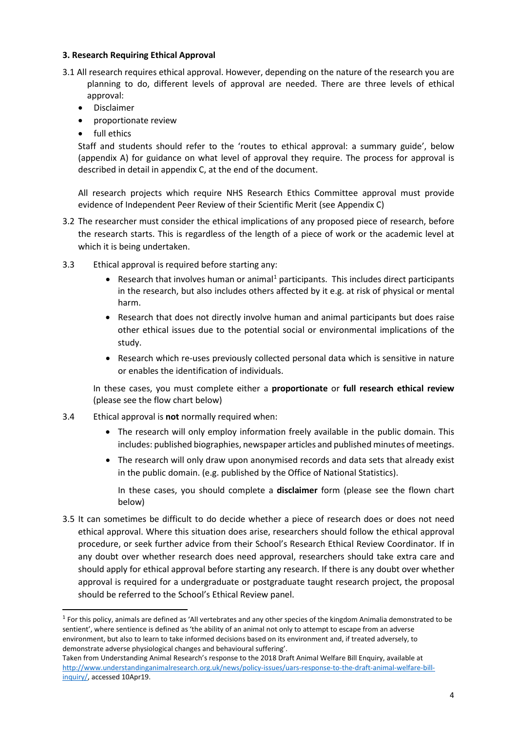### 3. Research Requiring Ethical Approval

3.1 All research requires ethical approval. However, depending on the nature of the research you are planning to do, different levels of approval are needed. There are three levels of ethical approval:

- Disclaimer
- proportionate review
- full ethics

Staff and students should refer to the 'routes to ethical approval: a summary guide', below (appendix A) for guidance on what level of approval they require. The process for approval is described in detail in appendix C, at the end of the document.

All research projects which require NHS Research Ethics Committee approval must provide evidence of Independent Peer Review of their Scientific Merit (see Appendix C)

3.2 The researcher must consider the ethical implications of any proposed piece of research, before the research starts. This is regardless of the length of a piece of work or the academic level at which it is being undertaken.

3.3 Ethical approval is required before starting any:

- Research that involves human or animal[1] participants. This includes direct participants in the research, but also includes others affected by it e.g. at risk of physical or mental harm.
- Research that does not directly involve human and animal participants but does raise other ethical issues due to the potential social or environmental implications of the study.
- Research which re-uses previously collected personal data which is sensitive in nature or enables the identification of individuals.

In these cases, you must complete either a **proportionate** or **full research ethical review** (please see the flow chart below)

3.4 Ethical approval is **not** normally required when:

- The research will only employ information freely available in the public domain. This includes: published biographies, newspaper articles and published minutes of meetings.
- The research will only draw upon anonymised records and data sets that already exist in the public domain. (e.g. published by the Office of National Statistics).

  In these cases, you should complete a **disclaimer** form (please see the flown chart below)

3.5 It can sometimes be difficult to do decide whether a piece of research does or does not need ethical approval. Where this situation does arise, researchers should follow the ethical approval procedure, or seek further advice from their School's Research Ethical Review Coordinator. If in any doubt over whether research does need approval, researchers should take extra care and should apply for ethical approval before starting any research. If there is any doubt over whether approval is required for a undergraduate or postgraduate taught research project, the proposal should be referred to the School's Ethical Review panel.

---

[1] For this policy, animals are defined as 'All vertebrates and any other species of the kingdom Animalia demonstrated to be sentient', where sentience is defined as 'the ability of an animal not only to attempt to escape from an adverse environment, but also to learn to take informed decisions based on its environment and, if treated adversely, to demonstrate adverse physiological changes and behavioural suffering'.
Taken from Understanding Animal Research's response to the 2018 Draft Animal Welfare Bill Enquiry, available at http://www.understandinganimalresearch.org.uk/news/policy-issues/uars-response-to-the-draft-animal-welfare-bill-inquiry/, accessed 10Apr19.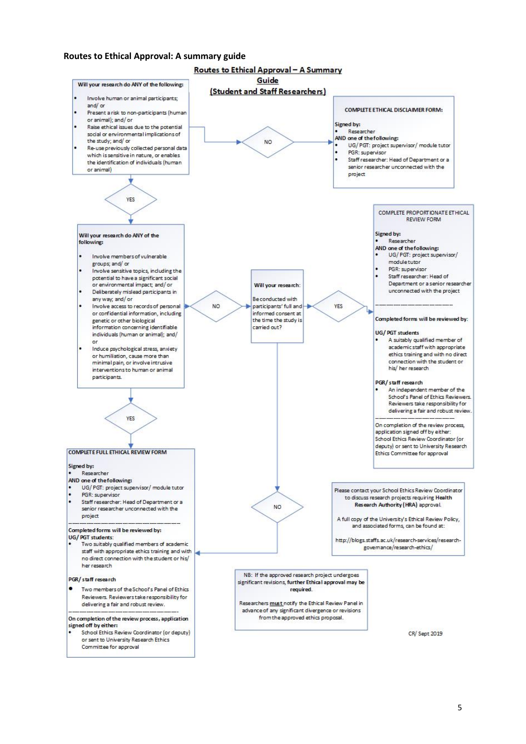**Routes to Ethical Approval: A summary guide**

## Routes to Ethical Approval – A Summary Guide (Student and Staff Researchers)

**Will your research do ANY of the following:**

- Involve human or animal participants; and/ or
- Present a risk to non-participants (human or animal); and/ or
- Raise ethical issues due to the potential social or environmental implications of the study; and/ or
- Re-use previously collected personal data which is sensitive in nature, or enables the identification of individuals (human or animal)

**NO** → 

**COMPLETE ETHICAL DISCLAIMER FORM:**

**Signed by:**

- Researcher

**AND one of the following:**

- UG/ PGT: project supervisor/ module tutor
- PGR: supervisor
- Staff researcher: Head of Department or a senior researcher unconnected with the project

**YES** ↓

**Will your research do ANY of the following:**

- Involve members of vulnerable groups; and/ or
- Involve sensitive topics, including the potential to have a significant social or environmental impact; and/ or
- Deliberately mislead participants in any way; and/ or
- Involve access to records of personal or confidential information, including genetic or other biological information concerning identifiable individuals (human or animal); and/ or
- Induce psychological stress, anxiety or humiliation, cause more than minimal pain, or involve intrusive interventions to human or animal participants.

**NO** → **Will your research:** Be conducted with participants' full and informed consent at the time the study is carried out?

**YES** →

**COMPLETE PROPORTIONATE ETHICAL REVIEW FORM**

**Signed by:**

- Researcher

**AND one of the following:**

- UG/ PGT: project supervisor/ module tutor
- PGR: supervisor
- Staff researcher: Head of Department or a senior researcher unconnected with the project

---

**Completed forms will be reviewed by:**

**UG/ PGT students**

- A suitably qualified member of academic staff with appropriate ethics training and with no direct connection with the student or his/ her research

**PGR/ staff research**

- An independent member of the School's Panel of Ethics Reviewers. Reviewers take responsibility for delivering a fair and robust review.

---

On completion of the review process, application signed off by either: School Ethics Review Coordinator (or deputy) or sent to University Research Ethics Committee for approval

**NO** (to consent question) → Complete Full Ethical Review Form

**YES** (to vulnerable groups etc.) ↓

**COMPLETE FULL ETHICAL REVIEW FORM**

**Signed by:**

- Researcher

**AND one of the following:**

- UG/ PGT: project supervisor/ module tutor
- PGR: supervisor
- Staff researcher: Head of Department or a senior researcher unconnected with the project

---

**Completed forms will be reviewed by:**

**UG/ PGT students:**

- Two suitably qualified members of academic staff with appropriate ethics training and with no direct connection with the student or his/ her research

**PGR/ staff research**

- Two members of the School's Panel of Ethics Reviewers. Reviewers take responsibility for delivering a fair and robust review.

---

**On completion of the review process, application signed off by either:**

- School Ethics Review Coordinator (or deputy) or sent to University Research Ethics Committee for approval

Please contact your School Ethics Review Coordinator to discuss research projects requiring **Health Research Authority (HRA)** approval.

A full copy of the University's Ethical Review Policy, and associated forms, can be found at:

http://blogs.staffs.ac.uk/research-services/research-governance/research-ethics/

NB: If the approved research project undergoes significant revisions, **further Ethical approval may be required.**

Researchers **must** notify the Ethical Review Panel in advance of any significant divergence or revisions from the approved ethics proposal.

CR/ Sept 2019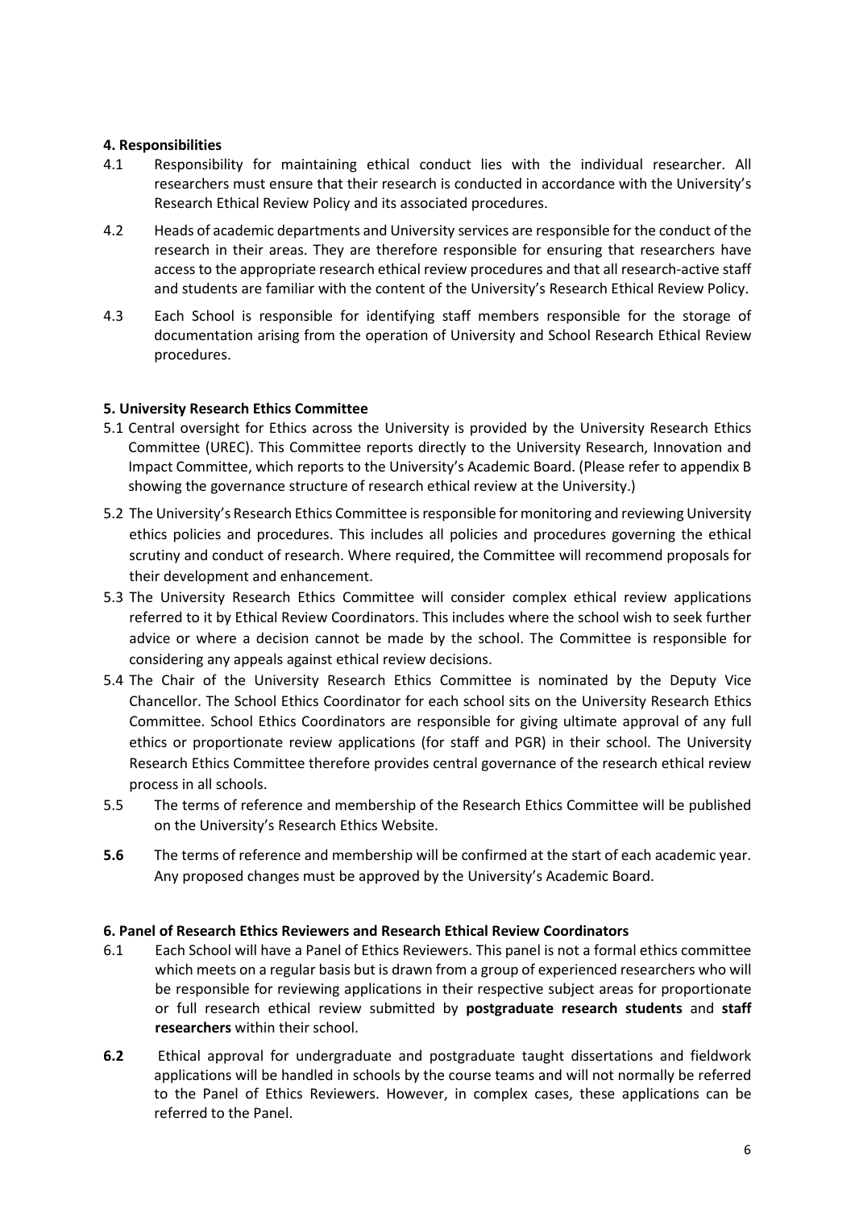**4. Responsibilities**

4.1 Responsibility for maintaining ethical conduct lies with the individual researcher. All researchers must ensure that their research is conducted in accordance with the University's Research Ethical Review Policy and its associated procedures.

4.2 Heads of academic departments and University services are responsible for the conduct of the research in their areas. They are therefore responsible for ensuring that researchers have access to the appropriate research ethical review procedures and that all research-active staff and students are familiar with the content of the University's Research Ethical Review Policy.

4.3 Each School is responsible for identifying staff members responsible for the storage of documentation arising from the operation of University and School Research Ethical Review procedures.

**5. University Research Ethics Committee**

5.1 Central oversight for Ethics across the University is provided by the University Research Ethics Committee (UREC). This Committee reports directly to the University Research, Innovation and Impact Committee, which reports to the University's Academic Board. (Please refer to appendix B showing the governance structure of research ethical review at the University.)

5.2 The University's Research Ethics Committee is responsible for monitoring and reviewing University ethics policies and procedures. This includes all policies and procedures governing the ethical scrutiny and conduct of research. Where required, the Committee will recommend proposals for their development and enhancement.

5.3 The University Research Ethics Committee will consider complex ethical review applications referred to it by Ethical Review Coordinators. This includes where the school wish to seek further advice or where a decision cannot be made by the school. The Committee is responsible for considering any appeals against ethical review decisions.

5.4 The Chair of the University Research Ethics Committee is nominated by the Deputy Vice Chancellor. The School Ethics Coordinator for each school sits on the University Research Ethics Committee. School Ethics Coordinators are responsible for giving ultimate approval of any full ethics or proportionate review applications (for staff and PGR) in their school. The University Research Ethics Committee therefore provides central governance of the research ethical review process in all schools.

5.5 The terms of reference and membership of the Research Ethics Committee will be published on the University's Research Ethics Website.

**5.6** The terms of reference and membership will be confirmed at the start of each academic year. Any proposed changes must be approved by the University's Academic Board.

**6. Panel of Research Ethics Reviewers and Research Ethical Review Coordinators**

6.1 Each School will have a Panel of Ethics Reviewers. This panel is not a formal ethics committee which meets on a regular basis but is drawn from a group of experienced researchers who will be responsible for reviewing applications in their respective subject areas for proportionate or full research ethical review submitted by **postgraduate research students** and **staff researchers** within their school.

**6.2** Ethical approval for undergraduate and postgraduate taught dissertations and fieldwork applications will be handled in schools by the course teams and will not normally be referred to the Panel of Ethics Reviewers. However, in complex cases, these applications can be referred to the Panel.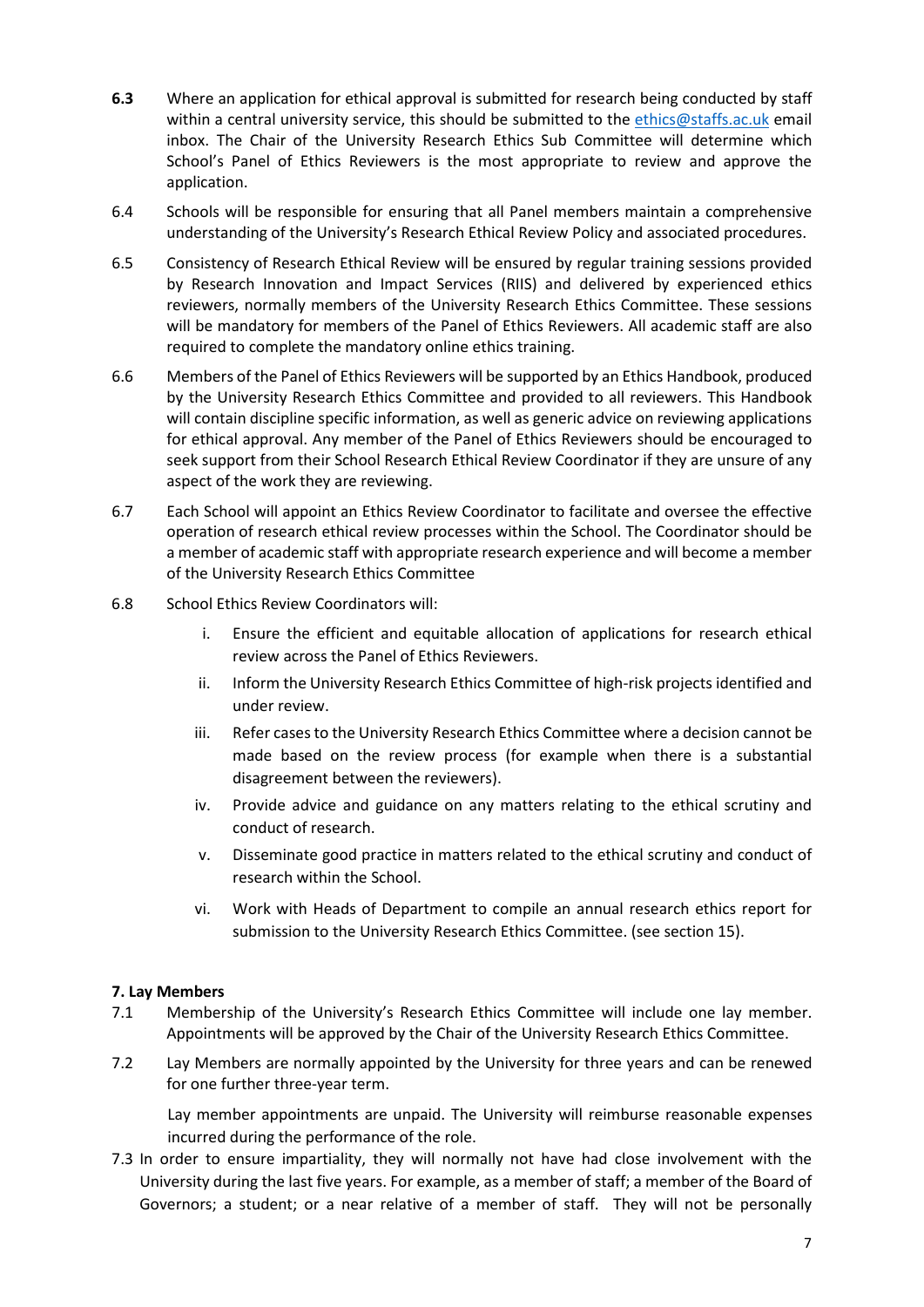**6.3** Where an application for ethical approval is submitted for research being conducted by staff within a central university service, this should be submitted to the [ethics@staffs.ac.uk](mailto:ethics@staffs.ac.uk) email inbox. The Chair of the University Research Ethics Sub Committee will determine which School's Panel of Ethics Reviewers is the most appropriate to review and approve the application.

6.4 Schools will be responsible for ensuring that all Panel members maintain a comprehensive understanding of the University's Research Ethical Review Policy and associated procedures.

6.5 Consistency of Research Ethical Review will be ensured by regular training sessions provided by Research Innovation and Impact Services (RIIS) and delivered by experienced ethics reviewers, normally members of the University Research Ethics Committee. These sessions will be mandatory for members of the Panel of Ethics Reviewers. All academic staff are also required to complete the mandatory online ethics training.

6.6 Members of the Panel of Ethics Reviewers will be supported by an Ethics Handbook, produced by the University Research Ethics Committee and provided to all reviewers. This Handbook will contain discipline specific information, as well as generic advice on reviewing applications for ethical approval. Any member of the Panel of Ethics Reviewers should be encouraged to seek support from their School Research Ethical Review Coordinator if they are unsure of any aspect of the work they are reviewing.

6.7 Each School will appoint an Ethics Review Coordinator to facilitate and oversee the effective operation of research ethical review processes within the School. The Coordinator should be a member of academic staff with appropriate research experience and will become a member of the University Research Ethics Committee

6.8 School Ethics Review Coordinators will:

i. Ensure the efficient and equitable allocation of applications for research ethical review across the Panel of Ethics Reviewers.

ii. Inform the University Research Ethics Committee of high-risk projects identified and under review.

iii. Refer cases to the University Research Ethics Committee where a decision cannot be made based on the review process (for example when there is a substantial disagreement between the reviewers).

iv. Provide advice and guidance on any matters relating to the ethical scrutiny and conduct of research.

v. Disseminate good practice in matters related to the ethical scrutiny and conduct of research within the School.

vi. Work with Heads of Department to compile an annual research ethics report for submission to the University Research Ethics Committee. (see section 15).

### 7. Lay Members

7.1 Membership of the University's Research Ethics Committee will include one lay member. Appointments will be approved by the Chair of the University Research Ethics Committee.

7.2 Lay Members are normally appointed by the University for three years and can be renewed for one further three-year term.

Lay member appointments are unpaid. The University will reimburse reasonable expenses incurred during the performance of the role.

7.3 In order to ensure impartiality, they will normally not have had close involvement with the University during the last five years. For example, as a member of staff; a member of the Board of Governors; a student; or a near relative of a member of staff. They will not be personally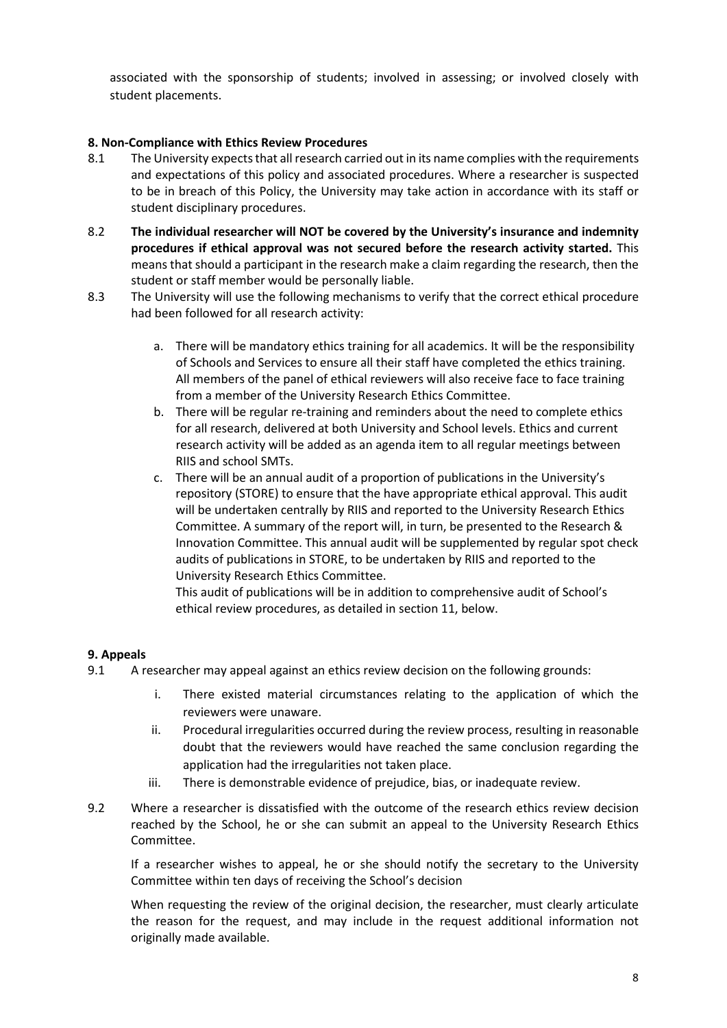associated with the sponsorship of students; involved in assessing; or involved closely with student placements.

**8. Non-Compliance with Ethics Review Procedures**

8.1 The University expects that all research carried out in its name complies with the requirements and expectations of this policy and associated procedures. Where a researcher is suspected to be in breach of this Policy, the University may take action in accordance with its staff or student disciplinary procedures.

8.2 **The individual researcher will NOT be covered by the University's insurance and indemnity procedures if ethical approval was not secured before the research activity started.** This means that should a participant in the research make a claim regarding the research, then the student or staff member would be personally liable.

8.3 The University will use the following mechanisms to verify that the correct ethical procedure had been followed for all research activity:

a. There will be mandatory ethics training for all academics. It will be the responsibility of Schools and Services to ensure all their staff have completed the ethics training. All members of the panel of ethical reviewers will also receive face to face training from a member of the University Research Ethics Committee.

b. There will be regular re-training and reminders about the need to complete ethics for all research, delivered at both University and School levels. Ethics and current research activity will be added as an agenda item to all regular meetings between RIIS and school SMTs.

c. There will be an annual audit of a proportion of publications in the University's repository (STORE) to ensure that the have appropriate ethical approval. This audit will be undertaken centrally by RIIS and reported to the University Research Ethics Committee. A summary of the report will, in turn, be presented to the Research & Innovation Committee. This annual audit will be supplemented by regular spot check audits of publications in STORE, to be undertaken by RIIS and reported to the University Research Ethics Committee.
This audit of publications will be in addition to comprehensive audit of School's ethical review procedures, as detailed in section 11, below.

**9. Appeals**

9.1 A researcher may appeal against an ethics review decision on the following grounds:

i. There existed material circumstances relating to the application of which the reviewers were unaware.

ii. Procedural irregularities occurred during the review process, resulting in reasonable doubt that the reviewers would have reached the same conclusion regarding the application had the irregularities not taken place.

iii. There is demonstrable evidence of prejudice, bias, or inadequate review.

9.2 Where a researcher is dissatisfied with the outcome of the research ethics review decision reached by the School, he or she can submit an appeal to the University Research Ethics Committee.

If a researcher wishes to appeal, he or she should notify the secretary to the University Committee within ten days of receiving the School's decision

When requesting the review of the original decision, the researcher, must clearly articulate the reason for the request, and may include in the request additional information not originally made available.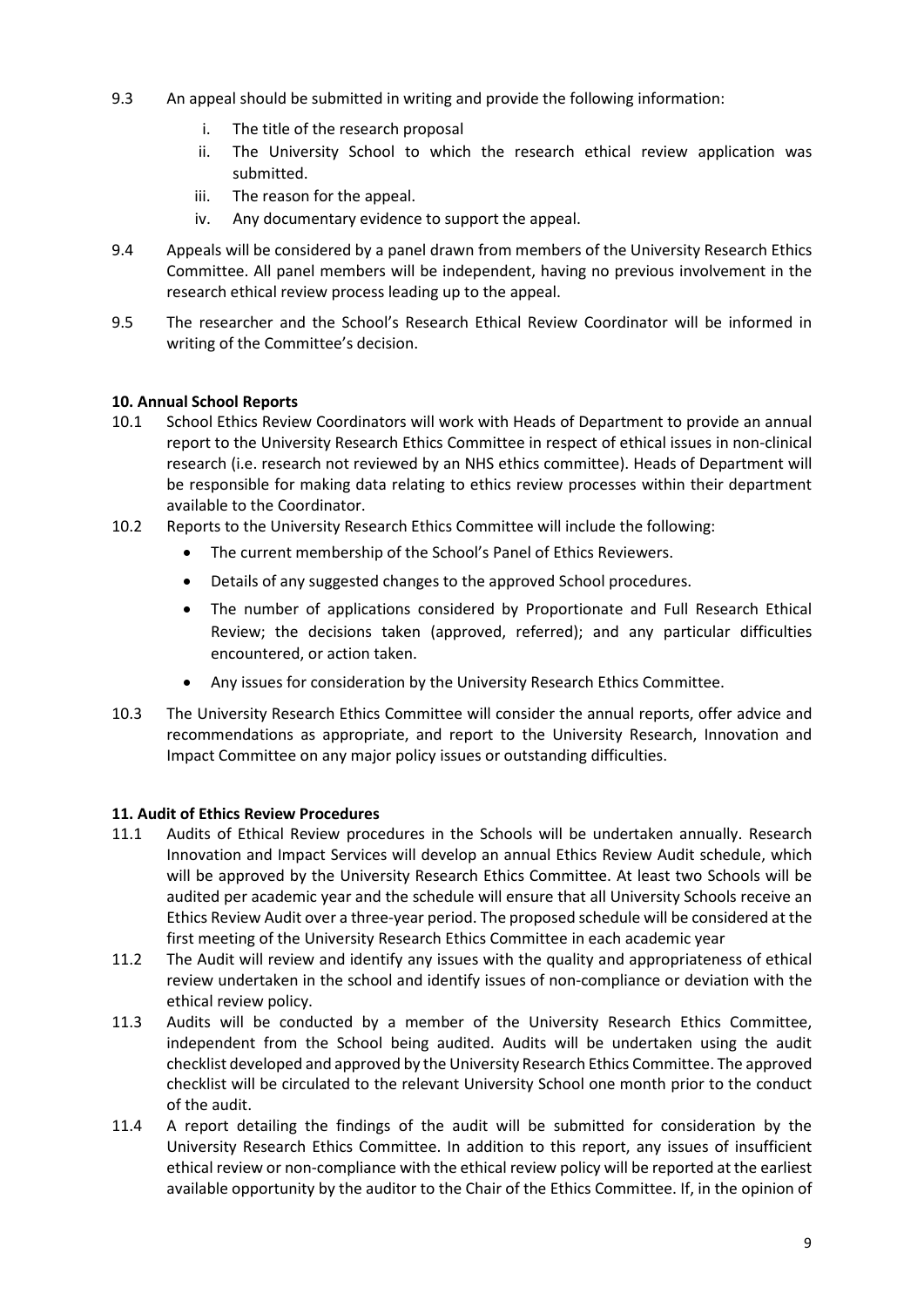9.3 An appeal should be submitted in writing and provide the following information:

   i. The title of the research proposal
   ii. The University School to which the research ethical review application was submitted.
   iii. The reason for the appeal.
   iv. Any documentary evidence to support the appeal.

9.4 Appeals will be considered by a panel drawn from members of the University Research Ethics Committee. All panel members will be independent, having no previous involvement in the research ethical review process leading up to the appeal.

9.5 The researcher and the School's Research Ethical Review Coordinator will be informed in writing of the Committee's decision.

**10. Annual School Reports**

10.1 School Ethics Review Coordinators will work with Heads of Department to provide an annual report to the University Research Ethics Committee in respect of ethical issues in non-clinical research (i.e. research not reviewed by an NHS ethics committee). Heads of Department will be responsible for making data relating to ethics review processes within their department available to the Coordinator.

10.2 Reports to the University Research Ethics Committee will include the following:

- The current membership of the School's Panel of Ethics Reviewers.
- Details of any suggested changes to the approved School procedures.
- The number of applications considered by Proportionate and Full Research Ethical Review; the decisions taken (approved, referred); and any particular difficulties encountered, or action taken.
- Any issues for consideration by the University Research Ethics Committee.

10.3 The University Research Ethics Committee will consider the annual reports, offer advice and recommendations as appropriate, and report to the University Research, Innovation and Impact Committee on any major policy issues or outstanding difficulties.

**11. Audit of Ethics Review Procedures**

11.1 Audits of Ethical Review procedures in the Schools will be undertaken annually. Research Innovation and Impact Services will develop an annual Ethics Review Audit schedule, which will be approved by the University Research Ethics Committee. At least two Schools will be audited per academic year and the schedule will ensure that all University Schools receive an Ethics Review Audit over a three-year period. The proposed schedule will be considered at the first meeting of the University Research Ethics Committee in each academic year

11.2 The Audit will review and identify any issues with the quality and appropriateness of ethical review undertaken in the school and identify issues of non-compliance or deviation with the ethical review policy.

11.3 Audits will be conducted by a member of the University Research Ethics Committee, independent from the School being audited. Audits will be undertaken using the audit checklist developed and approved by the University Research Ethics Committee. The approved checklist will be circulated to the relevant University School one month prior to the conduct of the audit.

11.4 A report detailing the findings of the audit will be submitted for consideration by the University Research Ethics Committee. In addition to this report, any issues of insufficient ethical review or non-compliance with the ethical review policy will be reported at the earliest available opportunity by the auditor to the Chair of the Ethics Committee. If, in the opinion of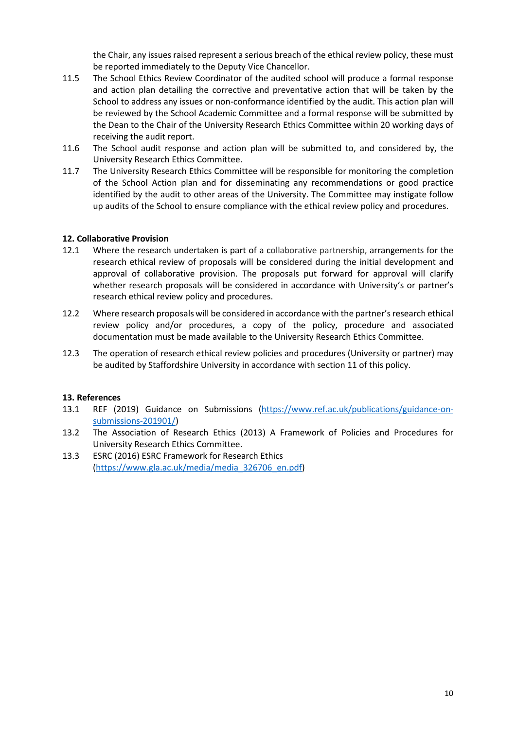the Chair, any issues raised represent a serious breach of the ethical review policy, these must be reported immediately to the Deputy Vice Chancellor.

11.5 The School Ethics Review Coordinator of the audited school will produce a formal response and action plan detailing the corrective and preventative action that will be taken by the School to address any issues or non-conformance identified by the audit. This action plan will be reviewed by the School Academic Committee and a formal response will be submitted by the Dean to the Chair of the University Research Ethics Committee within 20 working days of receiving the audit report.

11.6 The School audit response and action plan will be submitted to, and considered by, the University Research Ethics Committee.

11.7 The University Research Ethics Committee will be responsible for monitoring the completion of the School Action plan and for disseminating any recommendations or good practice identified by the audit to other areas of the University. The Committee may instigate follow up audits of the School to ensure compliance with the ethical review policy and procedures.

**12. Collaborative Provision**

12.1 Where the research undertaken is part of a collaborative partnership, arrangements for the research ethical review of proposals will be considered during the initial development and approval of collaborative provision. The proposals put forward for approval will clarify whether research proposals will be considered in accordance with University's or partner's research ethical review policy and procedures.

12.2 Where research proposals will be considered in accordance with the partner's research ethical review policy and/or procedures, a copy of the policy, procedure and associated documentation must be made available to the University Research Ethics Committee.

12.3 The operation of research ethical review policies and procedures (University or partner) may be audited by Staffordshire University in accordance with section 11 of this policy.

**13. References**

13.1 REF (2019) Guidance on Submissions (https://www.ref.ac.uk/publications/guidance-on-submissions-201901/)

13.2 The Association of Research Ethics (2013) A Framework of Policies and Procedures for University Research Ethics Committee.

13.3 ESRC (2016) ESRC Framework for Research Ethics (https://www.gla.ac.uk/media/media_326706_en.pdf)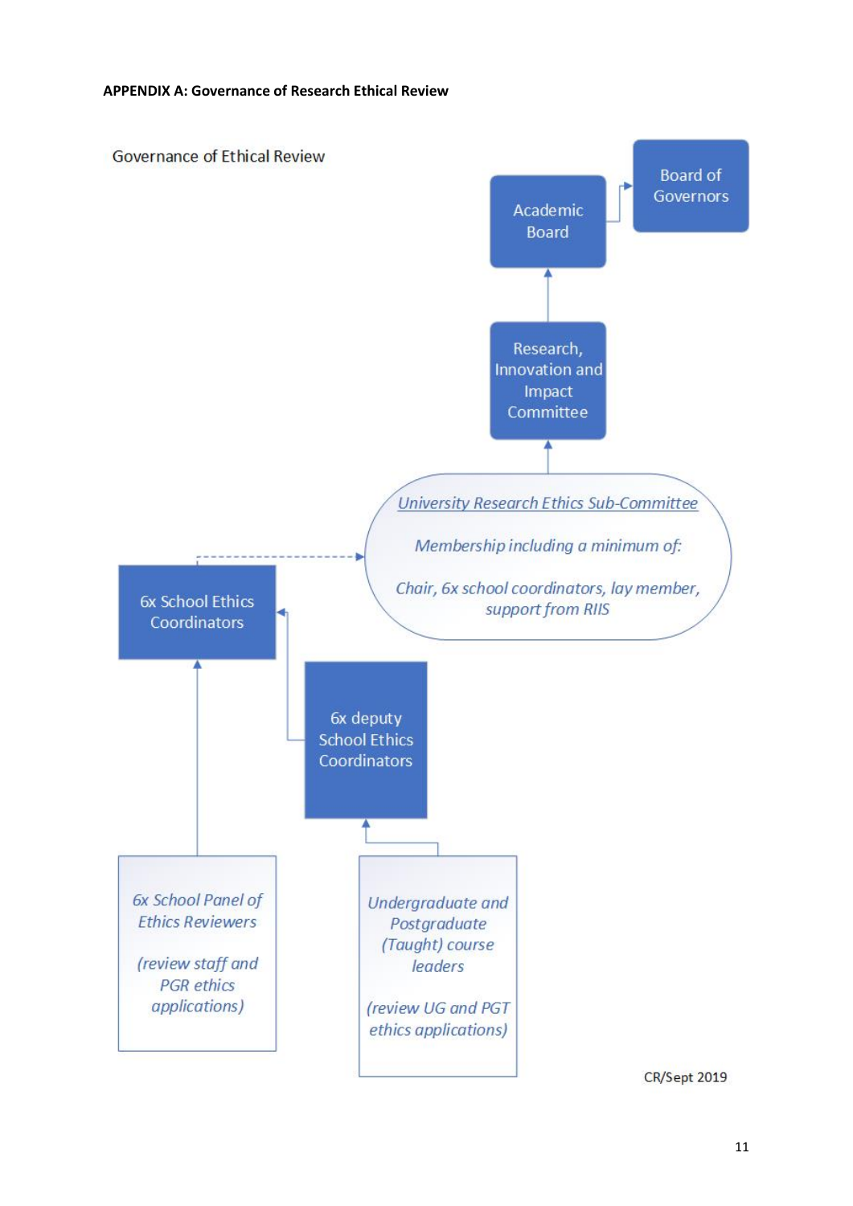**APPENDIX A: Governance of Research Ethical Review**

Governance of Ethical Review

Board of Governors

Academic Board

Research, Innovation and Impact Committee

*University Research Ethics Sub-Committee*

*Membership including a minimum of:*

*Chair, 6x school coordinators, lay member, support from RIIS*

6x School Ethics Coordinators

6x deputy School Ethics Coordinators

*6x School Panel of Ethics Reviewers*

*(review staff and PGR ethics applications)*

*Undergraduate and Postgraduate (Taught) course leaders*

*(review UG and PGT ethics applications)*

CR/Sept 2019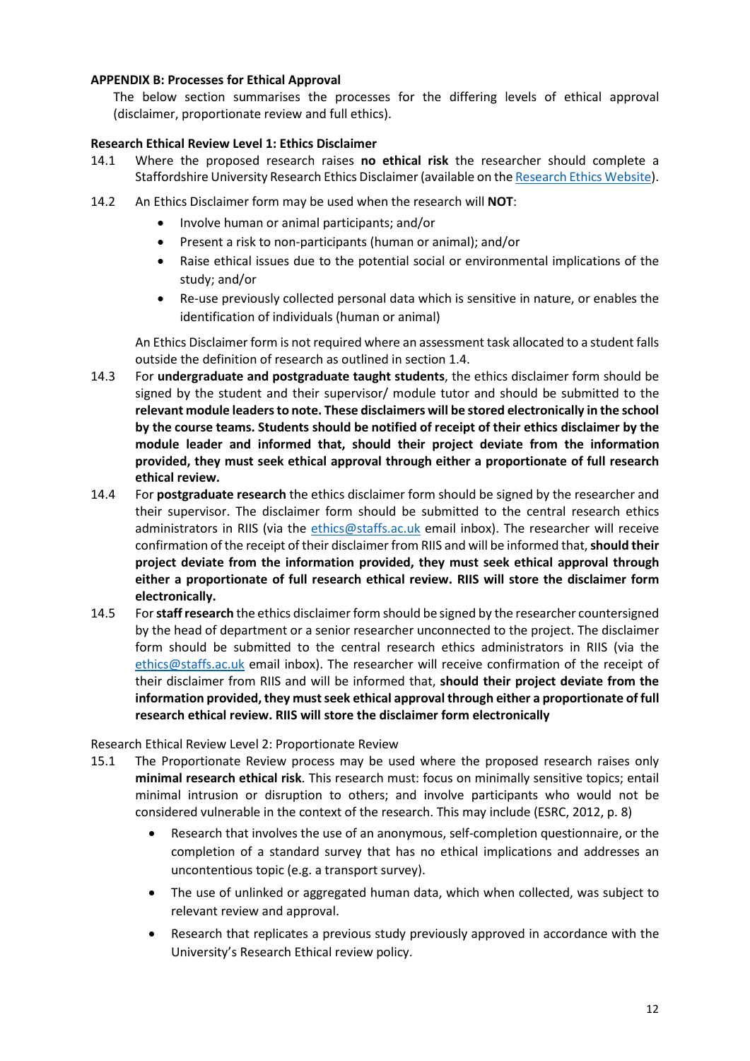**APPENDIX B: Processes for Ethical Approval**

The below section summarises the processes for the differing levels of ethical approval (disclaimer, proportionate review and full ethics).

**Research Ethical Review Level 1: Ethics Disclaimer**

14.1 Where the proposed research raises **no ethical risk** the researcher should complete a Staffordshire University Research Ethics Disclaimer (available on the [Research Ethics Website](Research Ethics Website)).

14.2 An Ethics Disclaimer form may be used when the research will **NOT**:

- Involve human or animal participants; and/or
- Present a risk to non-participants (human or animal); and/or
- Raise ethical issues due to the potential social or environmental implications of the study; and/or
- Re-use previously collected personal data which is sensitive in nature, or enables the identification of individuals (human or animal)

An Ethics Disclaimer form is not required where an assessment task allocated to a student falls outside the definition of research as outlined in section 1.4.

14.3 For **undergraduate and postgraduate taught students**, the ethics disclaimer form should be signed by the student and their supervisor/ module tutor and should be submitted to the **relevant module leaders to note. These disclaimers will be stored electronically in the school by the course teams. Students should be notified of receipt of their ethics disclaimer by the module leader and informed that, should their project deviate from the information provided, they must seek ethical approval through either a proportionate of full research ethical review.**

14.4 For **postgraduate research** the ethics disclaimer form should be signed by the researcher and their supervisor. The disclaimer form should be submitted to the central research ethics administrators in RIIS (via the ethics@staffs.ac.uk email inbox). The researcher will receive confirmation of the receipt of their disclaimer from RIIS and will be informed that, **should their project deviate from the information provided, they must seek ethical approval through either a proportionate of full research ethical review. RIIS will store the disclaimer form electronically.**

14.5 For **staff research** the ethics disclaimer form should be signed by the researcher countersigned by the head of department or a senior researcher unconnected to the project. The disclaimer form should be submitted to the central research ethics administrators in RIIS (via the ethics@staffs.ac.uk email inbox). The researcher will receive confirmation of the receipt of their disclaimer from RIIS and will be informed that, **should their project deviate from the information provided, they must seek ethical approval through either a proportionate of full research ethical review. RIIS will store the disclaimer form electronically**

Research Ethical Review Level 2: Proportionate Review

15.1 The Proportionate Review process may be used where the proposed research raises only **minimal research ethical risk**. This research must: focus on minimally sensitive topics; entail minimal intrusion or disruption to others; and involve participants who would not be considered vulnerable in the context of the research. This may include (ESRC, 2012, p. 8)

- Research that involves the use of an anonymous, self-completion questionnaire, or the completion of a standard survey that has no ethical implications and addresses an uncontentious topic (e.g. a transport survey).
- The use of unlinked or aggregated human data, which when collected, was subject to relevant review and approval.
- Research that replicates a previous study previously approved in accordance with the University's Research Ethical review policy.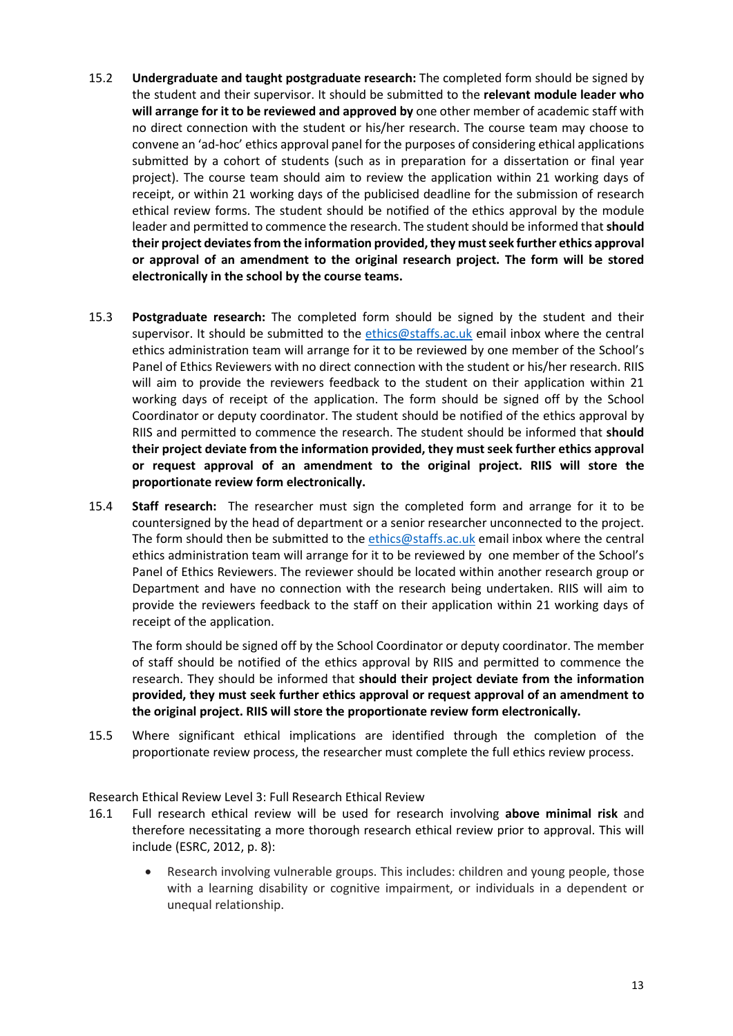15.2 **Undergraduate and taught postgraduate research:** The completed form should be signed by the student and their supervisor. It should be submitted to the **relevant module leader who will arrange for it to be reviewed and approved by** one other member of academic staff with no direct connection with the student or his/her research. The course team may choose to convene an 'ad-hoc' ethics approval panel for the purposes of considering ethical applications submitted by a cohort of students (such as in preparation for a dissertation or final year project). The course team should aim to review the application within 21 working days of receipt, or within 21 working days of the publicised deadline for the submission of research ethical review forms. The student should be notified of the ethics approval by the module leader and permitted to commence the research. The student should be informed that **should their project deviates from the information provided, they must seek further ethics approval or approval of an amendment to the original research project. The form will be stored electronically in the school by the course teams.**

15.3 **Postgraduate research:** The completed form should be signed by the student and their supervisor. It should be submitted to the [ethics@staffs.ac.uk](mailto:ethics@staffs.ac.uk) email inbox where the central ethics administration team will arrange for it to be reviewed by one member of the School's Panel of Ethics Reviewers with no direct connection with the student or his/her research. RIIS will aim to provide the reviewers feedback to the student on their application within 21 working days of receipt of the application. The form should be signed off by the School Coordinator or deputy coordinator. The student should be notified of the ethics approval by RIIS and permitted to commence the research. The student should be informed that **should their project deviate from the information provided, they must seek further ethics approval or request approval of an amendment to the original project. RIIS will store the proportionate review form electronically.**

15.4 **Staff research:** The researcher must sign the completed form and arrange for it to be countersigned by the head of department or a senior researcher unconnected to the project. The form should then be submitted to the [ethics@staffs.ac.uk](mailto:ethics@staffs.ac.uk) email inbox where the central ethics administration team will arrange for it to be reviewed by one member of the School's Panel of Ethics Reviewers. The reviewer should be located within another research group or Department and have no connection with the research being undertaken. RIIS will aim to provide the reviewers feedback to the staff on their application within 21 working days of receipt of the application.

The form should be signed off by the School Coordinator or deputy coordinator. The member of staff should be notified of the ethics approval by RIIS and permitted to commence the research. They should be informed that **should their project deviate from the information provided, they must seek further ethics approval or request approval of an amendment to the original project. RIIS will store the proportionate review form electronically.**

15.5 Where significant ethical implications are identified through the completion of the proportionate review process, the researcher must complete the full ethics review process.

Research Ethical Review Level 3: Full Research Ethical Review

16.1 Full research ethical review will be used for research involving **above minimal risk** and therefore necessitating a more thorough research ethical review prior to approval. This will include (ESRC, 2012, p. 8):

- Research involving vulnerable groups. This includes: children and young people, those with a learning disability or cognitive impairment, or individuals in a dependent or unequal relationship.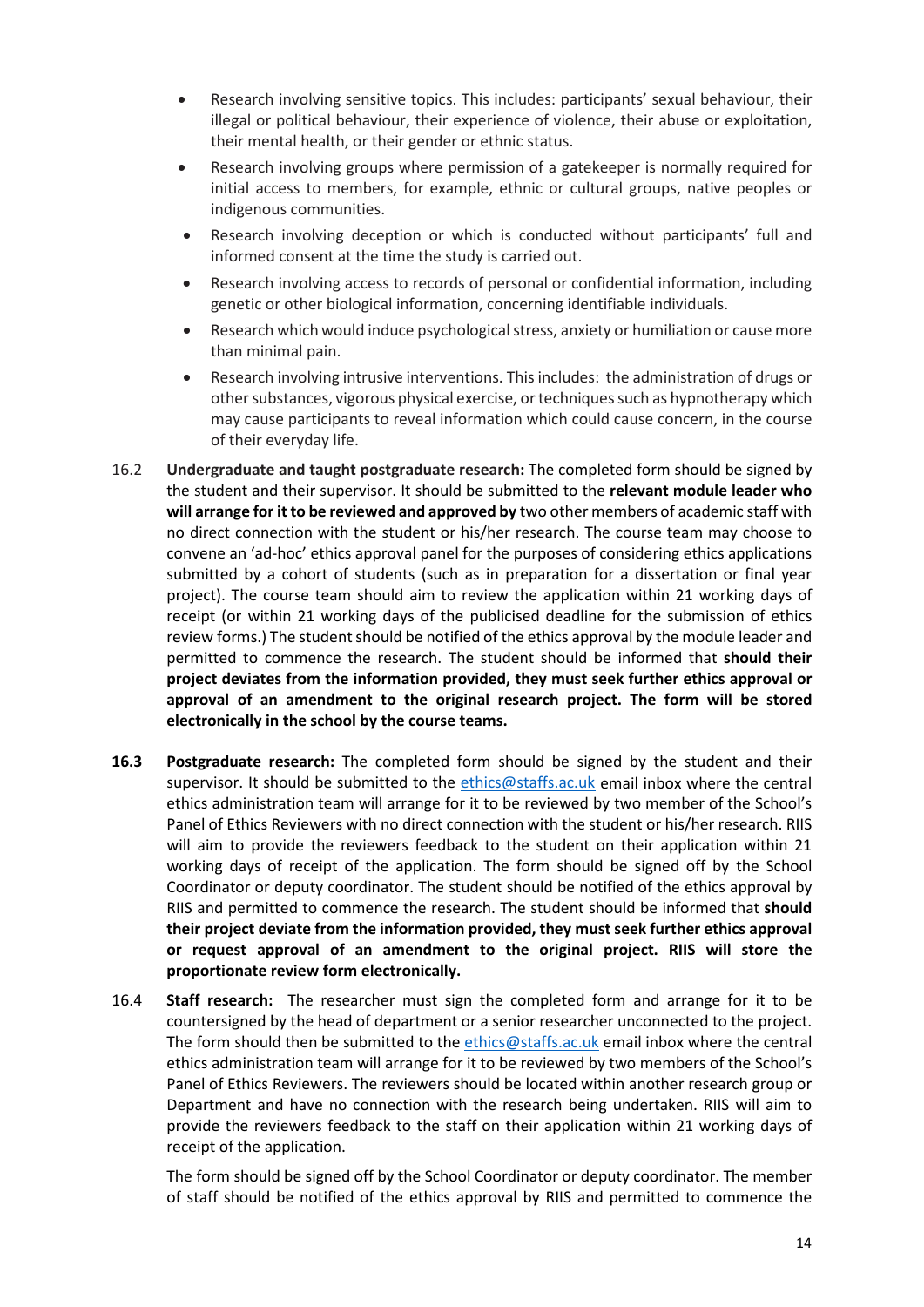- Research involving sensitive topics. This includes: participants' sexual behaviour, their illegal or political behaviour, their experience of violence, their abuse or exploitation, their mental health, or their gender or ethnic status.
- Research involving groups where permission of a gatekeeper is normally required for initial access to members, for example, ethnic or cultural groups, native peoples or indigenous communities.
- Research involving deception or which is conducted without participants' full and informed consent at the time the study is carried out.
- Research involving access to records of personal or confidential information, including genetic or other biological information, concerning identifiable individuals.
- Research which would induce psychological stress, anxiety or humiliation or cause more than minimal pain.
- Research involving intrusive interventions. This includes: the administration of drugs or other substances, vigorous physical exercise, or techniques such as hypnotherapy which may cause participants to reveal information which could cause concern, in the course of their everyday life.

16.2 **Undergraduate and taught postgraduate research:** The completed form should be signed by the student and their supervisor. It should be submitted to the **relevant module leader who will arrange for it to be reviewed and approved by** two other members of academic staff with no direct connection with the student or his/her research. The course team may choose to convene an 'ad-hoc' ethics approval panel for the purposes of considering ethics applications submitted by a cohort of students (such as in preparation for a dissertation or final year project). The course team should aim to review the application within 21 working days of receipt (or within 21 working days of the publicised deadline for the submission of ethics review forms.) The student should be notified of the ethics approval by the module leader and permitted to commence the research. The student should be informed that **should their project deviates from the information provided, they must seek further ethics approval or approval of an amendment to the original research project. The form will be stored electronically in the school by the course teams.**

**16.3 Postgraduate research:** The completed form should be signed by the student and their supervisor. It should be submitted to the ethics@staffs.ac.uk email inbox where the central ethics administration team will arrange for it to be reviewed by two member of the School's Panel of Ethics Reviewers with no direct connection with the student or his/her research. RIIS will aim to provide the reviewers feedback to the student on their application within 21 working days of receipt of the application. The form should be signed off by the School Coordinator or deputy coordinator. The student should be notified of the ethics approval by RIIS and permitted to commence the research. The student should be informed that **should their project deviate from the information provided, they must seek further ethics approval or request approval of an amendment to the original project. RIIS will store the proportionate review form electronically.**

16.4 **Staff research:** The researcher must sign the completed form and arrange for it to be countersigned by the head of department or a senior researcher unconnected to the project. The form should then be submitted to the ethics@staffs.ac.uk email inbox where the central ethics administration team will arrange for it to be reviewed by two members of the School's Panel of Ethics Reviewers. The reviewers should be located within another research group or Department and have no connection with the research being undertaken. RIIS will aim to provide the reviewers feedback to the staff on their application within 21 working days of receipt of the application.

The form should be signed off by the School Coordinator or deputy coordinator. The member of staff should be notified of the ethics approval by RIIS and permitted to commence the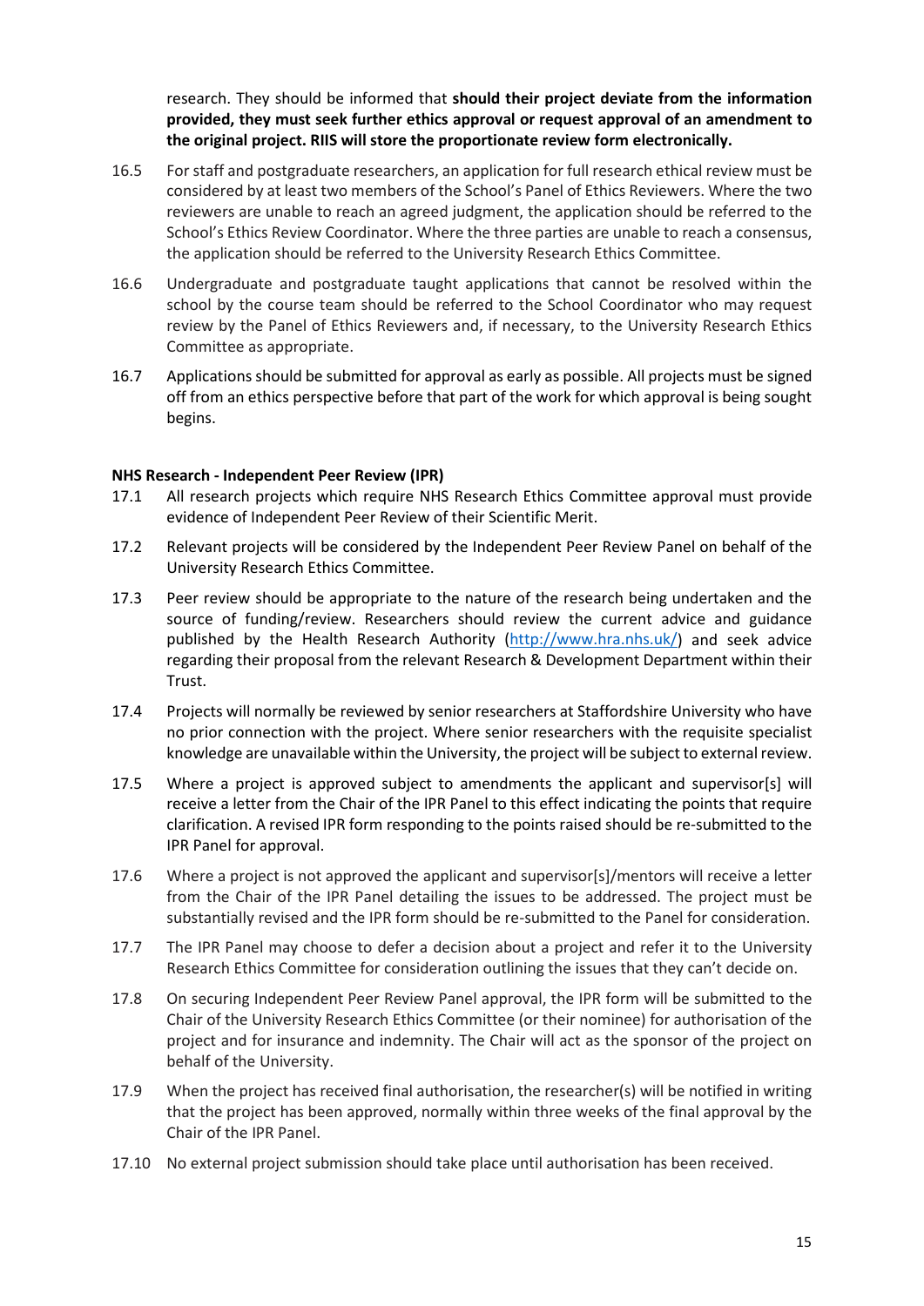research. They should be informed that **should their project deviate from the information provided, they must seek further ethics approval or request approval of an amendment to the original project. RIIS will store the proportionate review form electronically.**

16.5 For staff and postgraduate researchers, an application for full research ethical review must be considered by at least two members of the School's Panel of Ethics Reviewers. Where the two reviewers are unable to reach an agreed judgment, the application should be referred to the School's Ethics Review Coordinator. Where the three parties are unable to reach a consensus, the application should be referred to the University Research Ethics Committee.

16.6 Undergraduate and postgraduate taught applications that cannot be resolved within the school by the course team should be referred to the School Coordinator who may request review by the Panel of Ethics Reviewers and, if necessary, to the University Research Ethics Committee as appropriate.

16.7 Applications should be submitted for approval as early as possible. All projects must be signed off from an ethics perspective before that part of the work for which approval is being sought begins.

**NHS Research - Independent Peer Review (IPR)**

17.1 All research projects which require NHS Research Ethics Committee approval must provide evidence of Independent Peer Review of their Scientific Merit.

17.2 Relevant projects will be considered by the Independent Peer Review Panel on behalf of the University Research Ethics Committee.

17.3 Peer review should be appropriate to the nature of the research being undertaken and the source of funding/review. Researchers should review the current advice and guidance published by the Health Research Authority (http://www.hra.nhs.uk/) and seek advice regarding their proposal from the relevant Research & Development Department within their Trust.

17.4 Projects will normally be reviewed by senior researchers at Staffordshire University who have no prior connection with the project. Where senior researchers with the requisite specialist knowledge are unavailable within the University, the project will be subject to external review.

17.5 Where a project is approved subject to amendments the applicant and supervisor[s] will receive a letter from the Chair of the IPR Panel to this effect indicating the points that require clarification. A revised IPR form responding to the points raised should be re-submitted to the IPR Panel for approval.

17.6 Where a project is not approved the applicant and supervisor[s]/mentors will receive a letter from the Chair of the IPR Panel detailing the issues to be addressed. The project must be substantially revised and the IPR form should be re-submitted to the Panel for consideration.

17.7 The IPR Panel may choose to defer a decision about a project and refer it to the University Research Ethics Committee for consideration outlining the issues that they can't decide on.

17.8 On securing Independent Peer Review Panel approval, the IPR form will be submitted to the Chair of the University Research Ethics Committee (or their nominee) for authorisation of the project and for insurance and indemnity. The Chair will act as the sponsor of the project on behalf of the University.

17.9 When the project has received final authorisation, the researcher(s) will be notified in writing that the project has been approved, normally within three weeks of the final approval by the Chair of the IPR Panel.

17.10 No external project submission should take place until authorisation has been received.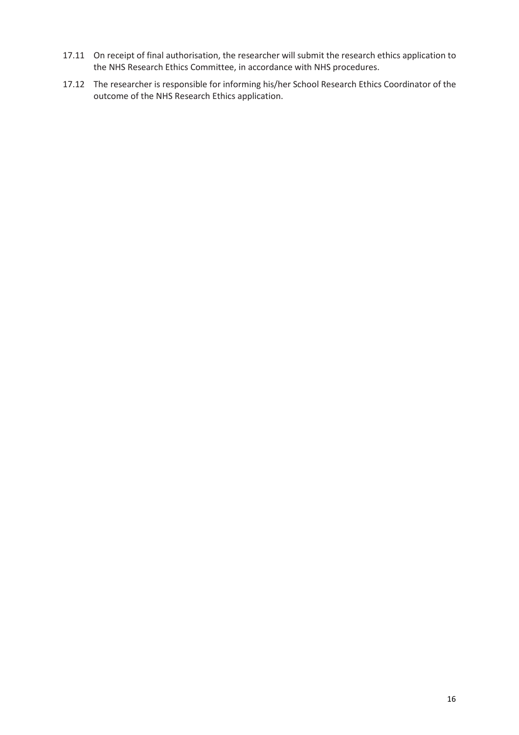17.11 On receipt of final authorisation, the researcher will submit the research ethics application to the NHS Research Ethics Committee, in accordance with NHS procedures.

17.12 The researcher is responsible for informing his/her School Research Ethics Coordinator of the outcome of the NHS Research Ethics application.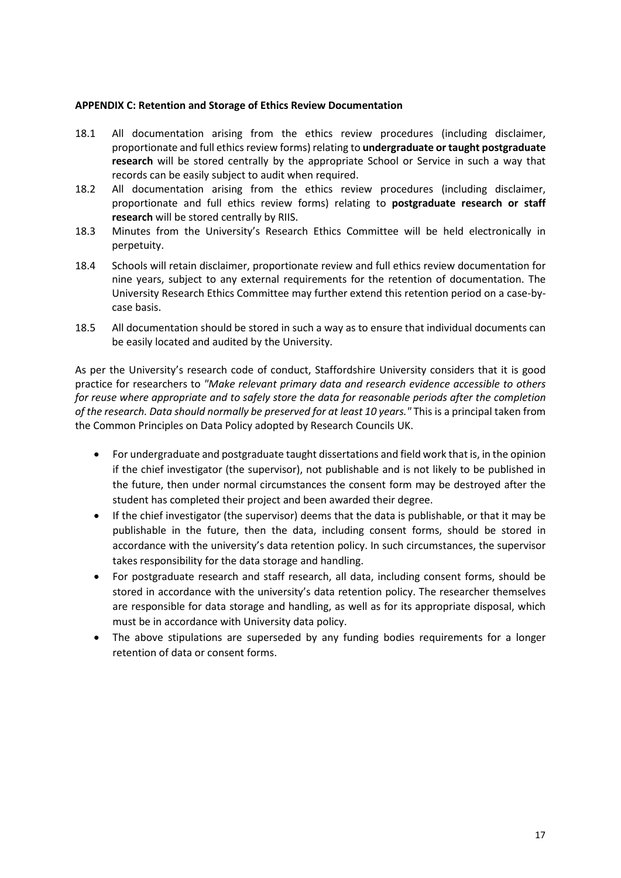**APPENDIX C: Retention and Storage of Ethics Review Documentation**

18.1 All documentation arising from the ethics review procedures (including disclaimer, proportionate and full ethics review forms) relating to **undergraduate or taught postgraduate research** will be stored centrally by the appropriate School or Service in such a way that records can be easily subject to audit when required.

18.2 All documentation arising from the ethics review procedures (including disclaimer, proportionate and full ethics review forms) relating to **postgraduate research or staff research** will be stored centrally by RIIS.

18.3 Minutes from the University's Research Ethics Committee will be held electronically in perpetuity.

18.4 Schools will retain disclaimer, proportionate review and full ethics review documentation for nine years, subject to any external requirements for the retention of documentation. The University Research Ethics Committee may further extend this retention period on a case-by-case basis.

18.5 All documentation should be stored in such a way as to ensure that individual documents can be easily located and audited by the University.

As per the University's research code of conduct, Staffordshire University considers that it is good practice for researchers to *"Make relevant primary data and research evidence accessible to others for reuse where appropriate and to safely store the data for reasonable periods after the completion of the research. Data should normally be preserved for at least 10 years."* This is a principal taken from the Common Principles on Data Policy adopted by Research Councils UK.

- For undergraduate and postgraduate taught dissertations and field work that is, in the opinion if the chief investigator (the supervisor), not publishable and is not likely to be published in the future, then under normal circumstances the consent form may be destroyed after the student has completed their project and been awarded their degree.
- If the chief investigator (the supervisor) deems that the data is publishable, or that it may be publishable in the future, then the data, including consent forms, should be stored in accordance with the university's data retention policy. In such circumstances, the supervisor takes responsibility for the data storage and handling.
- For postgraduate research and staff research, all data, including consent forms, should be stored in accordance with the university's data retention policy. The researcher themselves are responsible for data storage and handling, as well as for its appropriate disposal, which must be in accordance with University data policy.
- The above stipulations are superseded by any funding bodies requirements for a longer retention of data or consent forms.